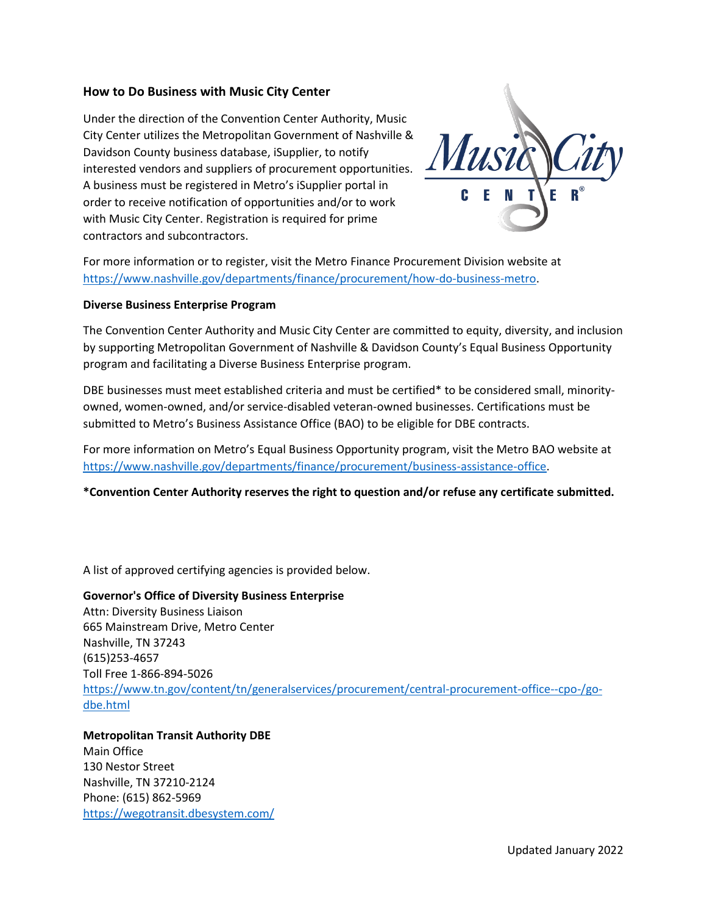## How to Do Business with Music City Center

Under the direction of the Convention Center Authority, Music City Center utilizes the Metropolitan Government of Nashville & Davidson County business database, iSupplier, to notify interested vendors and suppliers of procurement opportunities. A business must be registered in Metro's iSupplier portal in order to receive notification of opportunities and/or to work with Music City Center. Registration is required for prime contractors and subcontractors.

For more information or to register, visit the Metro Finance Procurement Division website at https://www.nashville.gov/departments/finance/procurement/how-do-business-metro.

### Diverse Business Enterprise Program

The Convention Center Authority and Music City Center are committed to equity, diversity, and inclusion by supporting Metropolitan Government of Nashville & Davidson County's Equal Business Opportunity program and facilitating a Diverse Business Enterprise program.

DBE businesses must meet established criteria and must be certified* to be considered small, minority-owned, women-owned, and/or service-disabled veteran-owned businesses. Certifications must be submitted to Metro's Business Assistance Office (BAO) to be eligible for DBE contracts.

For more information on Metro's Equal Business Opportunity program, visit the Metro BAO website at https://www.nashville.gov/departments/finance/procurement/business-assistance-office.

**\*Convention Center Authority reserves the right to question and/or refuse any certificate submitted.**

A list of approved certifying agencies is provided below.

**Governor's Office of Diversity Business Enterprise**
Attn: Diversity Business Liaison
665 Mainstream Drive, Metro Center
Nashville, TN 37243
(615)253-4657
Toll Free 1-866-894-5026
https://www.tn.gov/content/tn/generalservices/procurement/central-procurement-office--cpo-/go-dbe.html

**Metropolitan Transit Authority DBE**
Main Office
130 Nestor Street
Nashville, TN 37210-2124
Phone: (615) 862-5969
https://wegotransit.dbesystem.com/

Updated January 2022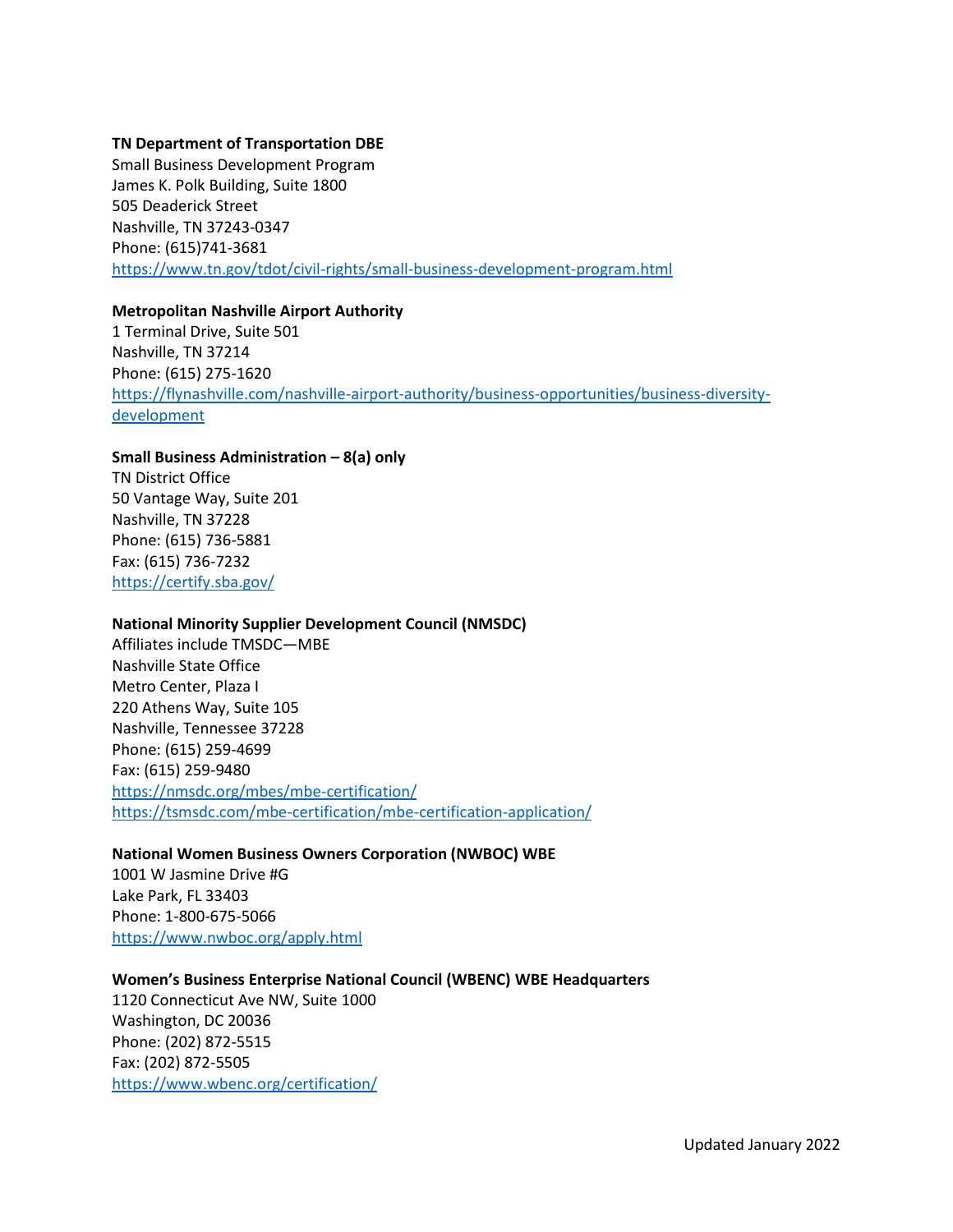**TN Department of Transportation DBE**
Small Business Development Program
James K. Polk Building, Suite 1800
505 Deaderick Street
Nashville, TN 37243-0347
Phone: (615)741-3681
https://www.tn.gov/tdot/civil-rights/small-business-development-program.html

**Metropolitan Nashville Airport Authority**
1 Terminal Drive, Suite 501
Nashville, TN 37214
Phone: (615) 275-1620
https://flynashville.com/nashville-airport-authority/business-opportunities/business-diversity-development

**Small Business Administration – 8(a) only**
TN District Office
50 Vantage Way, Suite 201
Nashville, TN 37228
Phone: (615) 736-5881
Fax: (615) 736-7232
https://certify.sba.gov/

**National Minority Supplier Development Council (NMSDC)**
Affiliates include TMSDC—MBE
Nashville State Office
Metro Center, Plaza I
220 Athens Way, Suite 105
Nashville, Tennessee 37228
Phone: (615) 259-4699
Fax: (615) 259-9480
https://nmsdc.org/mbes/mbe-certification/
https://tsmsdc.com/mbe-certification/mbe-certification-application/

**National Women Business Owners Corporation (NWBOC) WBE**
1001 W Jasmine Drive #G
Lake Park, FL 33403
Phone: 1-800-675-5066
https://www.nwboc.org/apply.html

**Women's Business Enterprise National Council (WBENC) WBE Headquarters**
1120 Connecticut Ave NW, Suite 1000
Washington, DC 20036
Phone: (202) 872-5515
Fax: (202) 872-5505
https://www.wbenc.org/certification/

Updated January 2022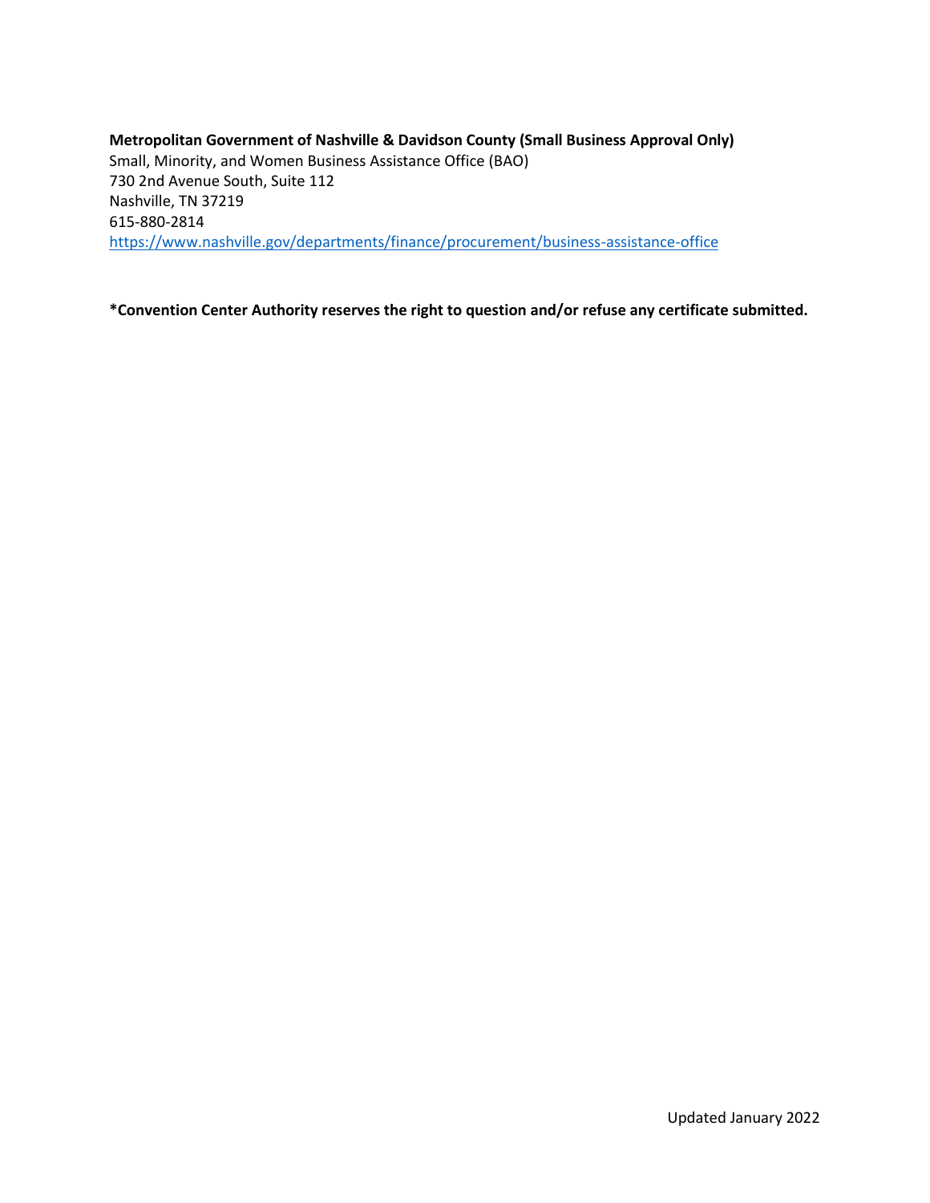**Metropolitan Government of Nashville & Davidson County (Small Business Approval Only)**
Small, Minority, and Women Business Assistance Office (BAO)
730 2nd Avenue South, Suite 112
Nashville, TN 37219
615-880-2814
https://www.nashville.gov/departments/finance/procurement/business-assistance-office

**\*Convention Center Authority reserves the right to question and/or refuse any certificate submitted.**

Updated January 2022